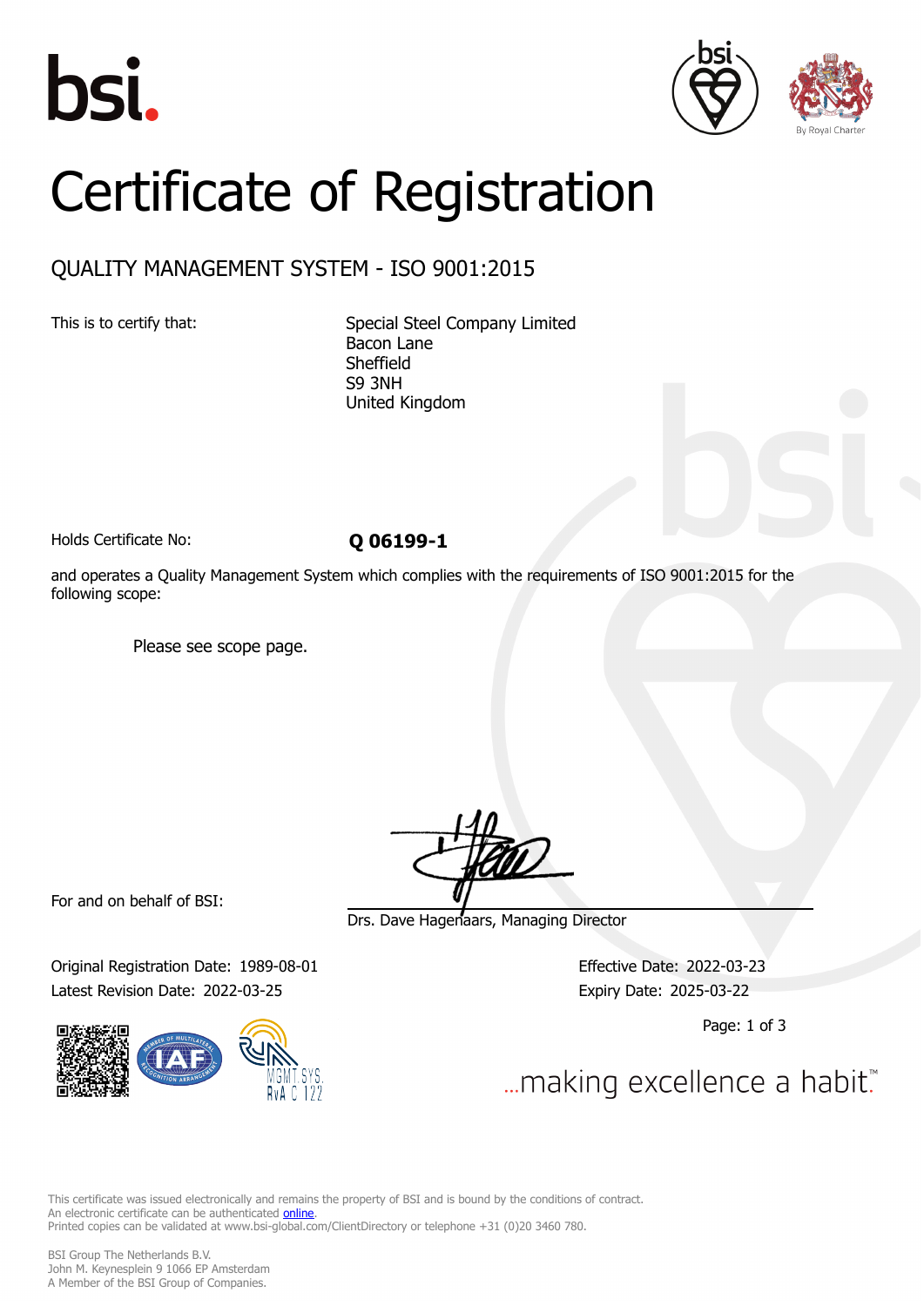bsi.

By Royal Charter

# Certificate of Registration

## QUALITY MANAGEMENT SYSTEM - ISO 9001:2015

This is to certify that:

Special Steel Company Limited
Bacon Lane
Sheffield
S9 3NH
United Kingdom

Holds Certificate No: **Q 06199-1**

and operates a Quality Management System which complies with the requirements of ISO 9001:2015 for the following scope:

Please see scope page.

For and on behalf of BSI:

Drs. Dave Hagenaars, Managing Director

Original Registration Date: 1989-08-01
Latest Revision Date: 2022-03-25

Effective Date: 2022-03-23
Expiry Date: 2025-03-22

MGMT. SYS. RvA C 122

...making excellence a habit.™

This certificate was issued electronically and remains the property of BSI and is bound by the conditions of contract.
An electronic certificate can be authenticated online.
Printed copies can be validated at www.bsi-global.com/ClientDirectory or telephone +31 (0)20 3460 780.

BSI Group The Netherlands B.V.
John M. Keynesplein 9 1066 EP Amsterdam
A Member of the BSI Group of Companies.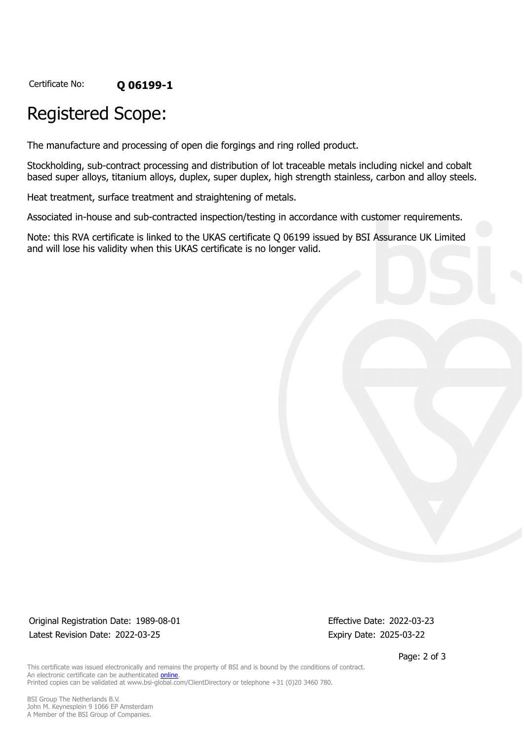Certificate No: **Q 06199-1**

# Registered Scope:

The manufacture and processing of open die forgings and ring rolled product.

Stockholding, sub-contract processing and distribution of lot traceable metals including nickel and cobalt based super alloys, titanium alloys, duplex, super duplex, high strength stainless, carbon and alloy steels.

Heat treatment, surface treatment and straightening of metals.

Associated in-house and sub-contracted inspection/testing in accordance with customer requirements.

Note: this RVA certificate is linked to the UKAS certificate Q 06199 issued by BSI Assurance UK Limited and will lose his validity when this UKAS certificate is no longer valid.

Original Registration Date: 1989-08-01
Latest Revision Date: 2022-03-25

Effective Date: 2022-03-23
Expiry Date: 2025-03-22

This certificate was issued electronically and remains the property of BSI and is bound by the conditions of contract.
An electronic certificate can be authenticated online.
Printed copies can be validated at www.bsi-global.com/ClientDirectory or telephone +31 (0)20 3460 780.

BSI Group The Netherlands B.V.
John M. Keynesplein 9 1066 EP Amsterdam
A Member of the BSI Group of Companies.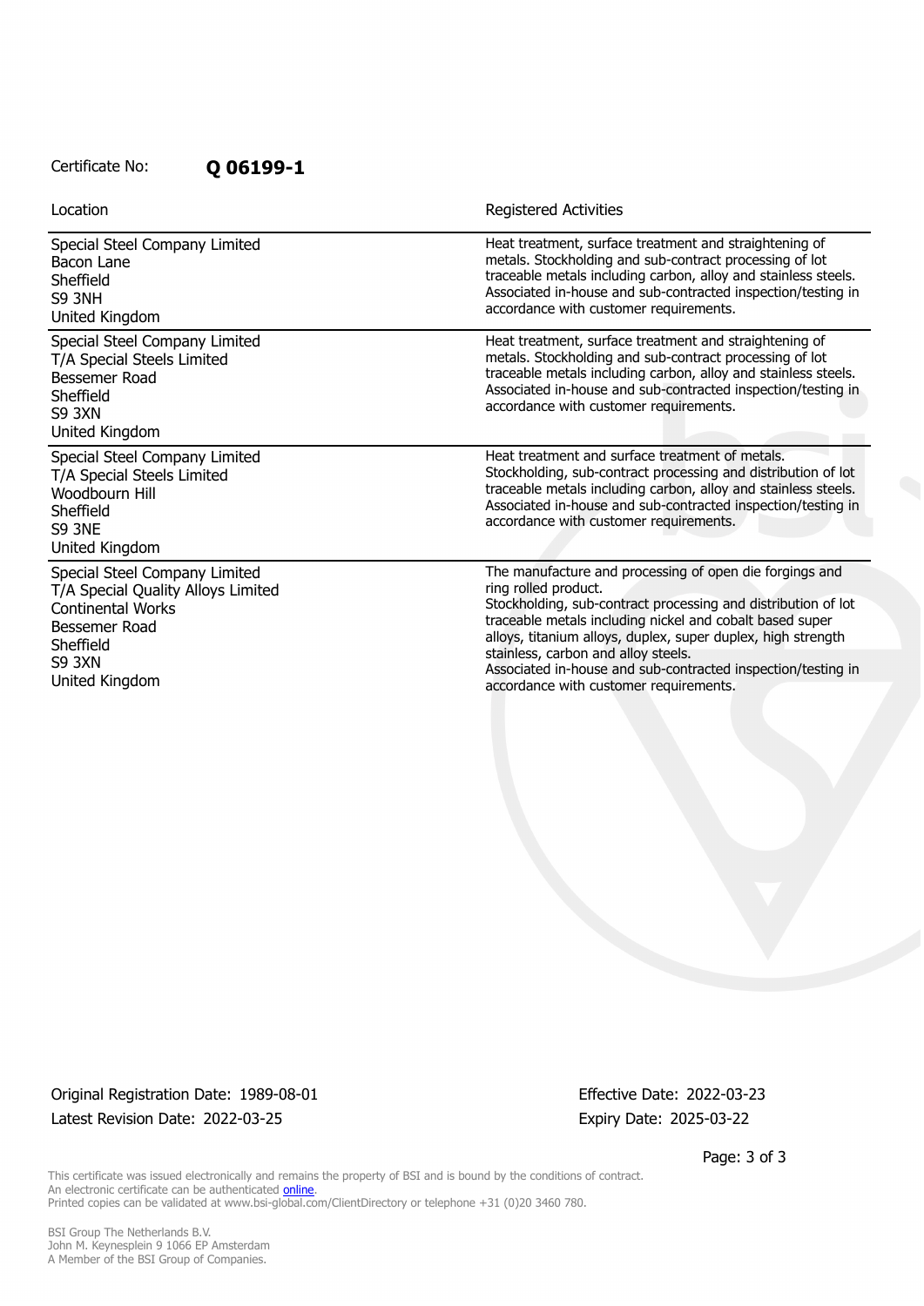Certificate No: **Q 06199-1**

| Location | Registered Activities |
| --- | --- |
| Special Steel Company Limited<br>Bacon Lane<br>Sheffield<br>S9 3NH<br>United Kingdom | Heat treatment, surface treatment and straightening of metals. Stockholding and sub-contract processing of lot traceable metals including carbon, alloy and stainless steels. Associated in-house and sub-contracted inspection/testing in accordance with customer requirements. |
| Special Steel Company Limited<br>T/A Special Steels Limited<br>Bessemer Road<br>Sheffield<br>S9 3XN<br>United Kingdom | Heat treatment, surface treatment and straightening of metals. Stockholding and sub-contract processing of lot traceable metals including carbon, alloy and stainless steels. Associated in-house and sub-contracted inspection/testing in accordance with customer requirements. |
| Special Steel Company Limited<br>T/A Special Steels Limited<br>Woodbourn Hill<br>Sheffield<br>S9 3NE<br>United Kingdom | Heat treatment and surface treatment of metals. Stockholding, sub-contract processing and distribution of lot traceable metals including carbon, alloy and stainless steels. Associated in-house and sub-contracted inspection/testing in accordance with customer requirements. |
| Special Steel Company Limited<br>T/A Special Quality Alloys Limited<br>Continental Works<br>Bessemer Road<br>Sheffield<br>S9 3XN<br>United Kingdom | The manufacture and processing of open die forgings and ring rolled product.<br>Stockholding, sub-contract processing and distribution of lot traceable metals including nickel and cobalt based super alloys, titanium alloys, duplex, super duplex, high strength stainless, carbon and alloy steels.<br>Associated in-house and sub-contracted inspection/testing in accordance with customer requirements. |

Original Registration Date: 1989-08-01
Latest Revision Date: 2022-03-25

Effective Date: 2022-03-23
Expiry Date: 2025-03-22

This certificate was issued electronically and remains the property of BSI and is bound by the conditions of contract.
An electronic certificate can be authenticated online.
Printed copies can be validated at www.bsi-global.com/ClientDirectory or telephone +31 (0)20 3460 780.

BSI Group The Netherlands B.V.
John M. Keynesplein 9 1066 EP Amsterdam
A Member of the BSI Group of Companies.